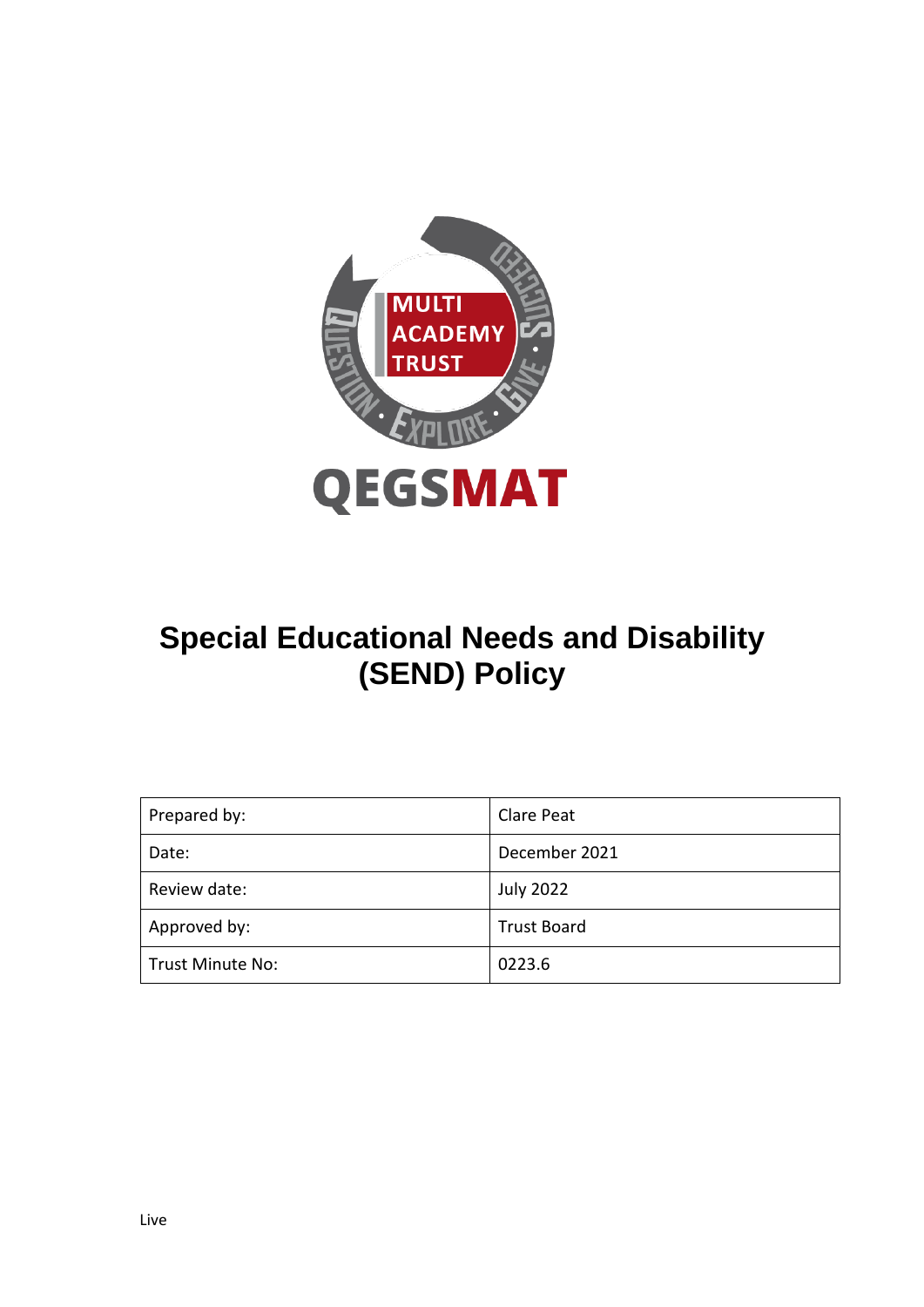# Special Educational Needs and Disability (SEND) Policy

| Prepared by: | Clare Peat |
|---|---|
| Date: | December 2021 |
| Review date: | July 2022 |
| Approved by: | Trust Board |
| Trust Minute No: | 0223.6 |

Live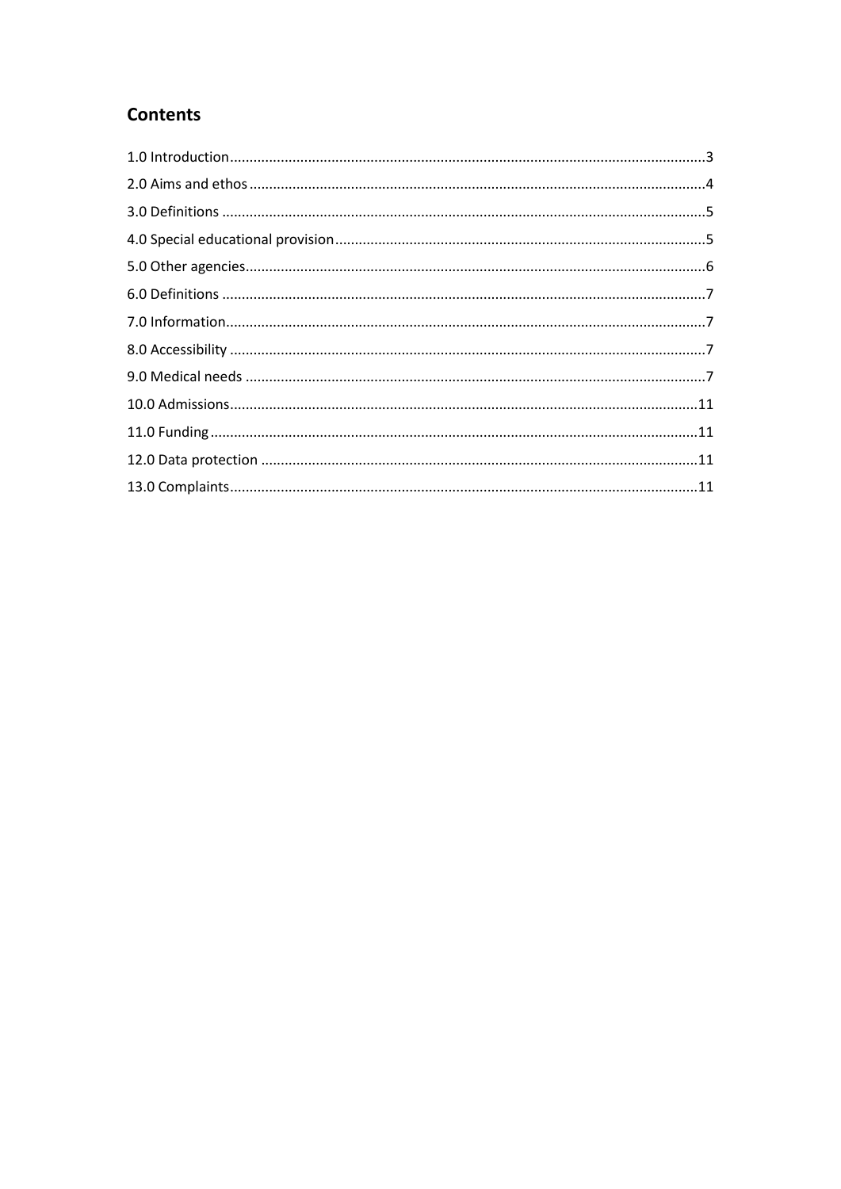## Contents

1.0 Introduction........................................................................................................................3
2.0 Aims and ethos....................................................................................................................4
3.0 Definitions..........................................................................................................................5
4.0 Special educational provision.............................................................................................5
5.0 Other agencies....................................................................................................................6
6.0 Definitions..........................................................................................................................7
7.0 Information.........................................................................................................................7
8.0 Accessibility........................................................................................................................7
9.0 Medical needs.....................................................................................................................7
10.0 Admissions......................................................................................................................11
11.0 Funding...........................................................................................................................11
12.0 Data protection...............................................................................................................11
13.0 Complaints......................................................................................................................11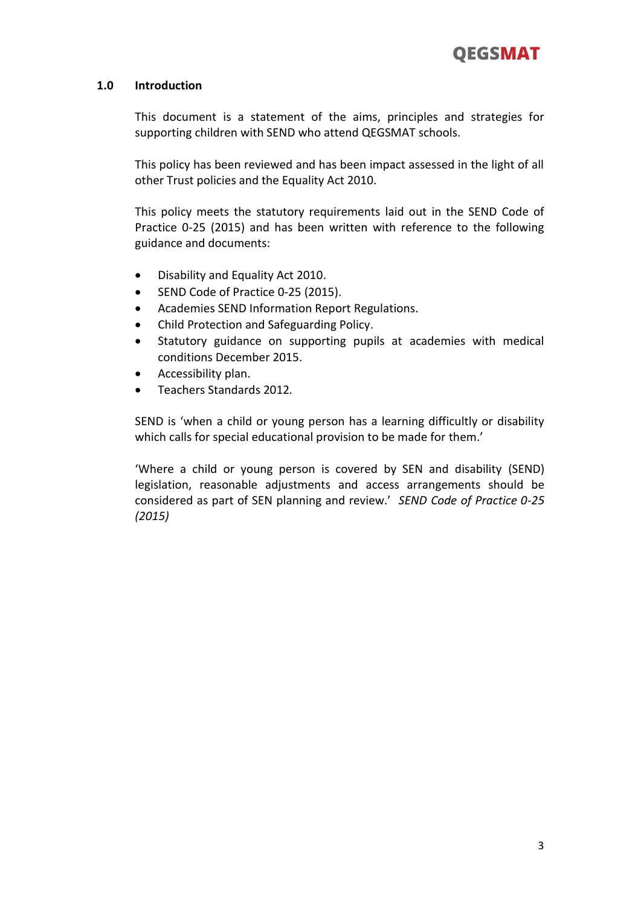## 1.0 Introduction

This document is a statement of the aims, principles and strategies for supporting children with SEND who attend QEGSMAT schools.

This policy has been reviewed and has been impact assessed in the light of all other Trust policies and the Equality Act 2010.

This policy meets the statutory requirements laid out in the SEND Code of Practice 0-25 (2015) and has been written with reference to the following guidance and documents:

- Disability and Equality Act 2010.
- SEND Code of Practice 0-25 (2015).
- Academies SEND Information Report Regulations.
- Child Protection and Safeguarding Policy.
- Statutory guidance on supporting pupils at academies with medical conditions December 2015.
- Accessibility plan.
- Teachers Standards 2012.

SEND is 'when a child or young person has a learning difficultly or disability which calls for special educational provision to be made for them.'

'Where a child or young person is covered by SEN and disability (SEND) legislation, reasonable adjustments and access arrangements should be considered as part of SEN planning and review.' *SEND Code of Practice 0-25 (2015)*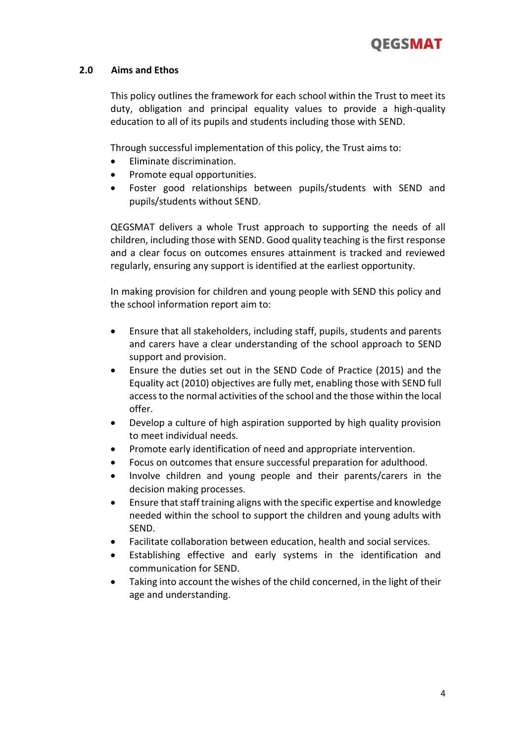## 2.0 Aims and Ethos

This policy outlines the framework for each school within the Trust to meet its duty, obligation and principal equality values to provide a high-quality education to all of its pupils and students including those with SEND.

Through successful implementation of this policy, the Trust aims to:

- Eliminate discrimination.
- Promote equal opportunities.
- Foster good relationships between pupils/students with SEND and pupils/students without SEND.

QEGSMAT delivers a whole Trust approach to supporting the needs of all children, including those with SEND. Good quality teaching is the first response and a clear focus on outcomes ensures attainment is tracked and reviewed regularly, ensuring any support is identified at the earliest opportunity.

In making provision for children and young people with SEND this policy and the school information report aim to:

- Ensure that all stakeholders, including staff, pupils, students and parents and carers have a clear understanding of the school approach to SEND support and provision.
- Ensure the duties set out in the SEND Code of Practice (2015) and the Equality act (2010) objectives are fully met, enabling those with SEND full access to the normal activities of the school and the those within the local offer.
- Develop a culture of high aspiration supported by high quality provision to meet individual needs.
- Promote early identification of need and appropriate intervention.
- Focus on outcomes that ensure successful preparation for adulthood.
- Involve children and young people and their parents/carers in the decision making processes.
- Ensure that staff training aligns with the specific expertise and knowledge needed within the school to support the children and young adults with SEND.
- Facilitate collaboration between education, health and social services.
- Establishing effective and early systems in the identification and communication for SEND.
- Taking into account the wishes of the child concerned, in the light of their age and understanding.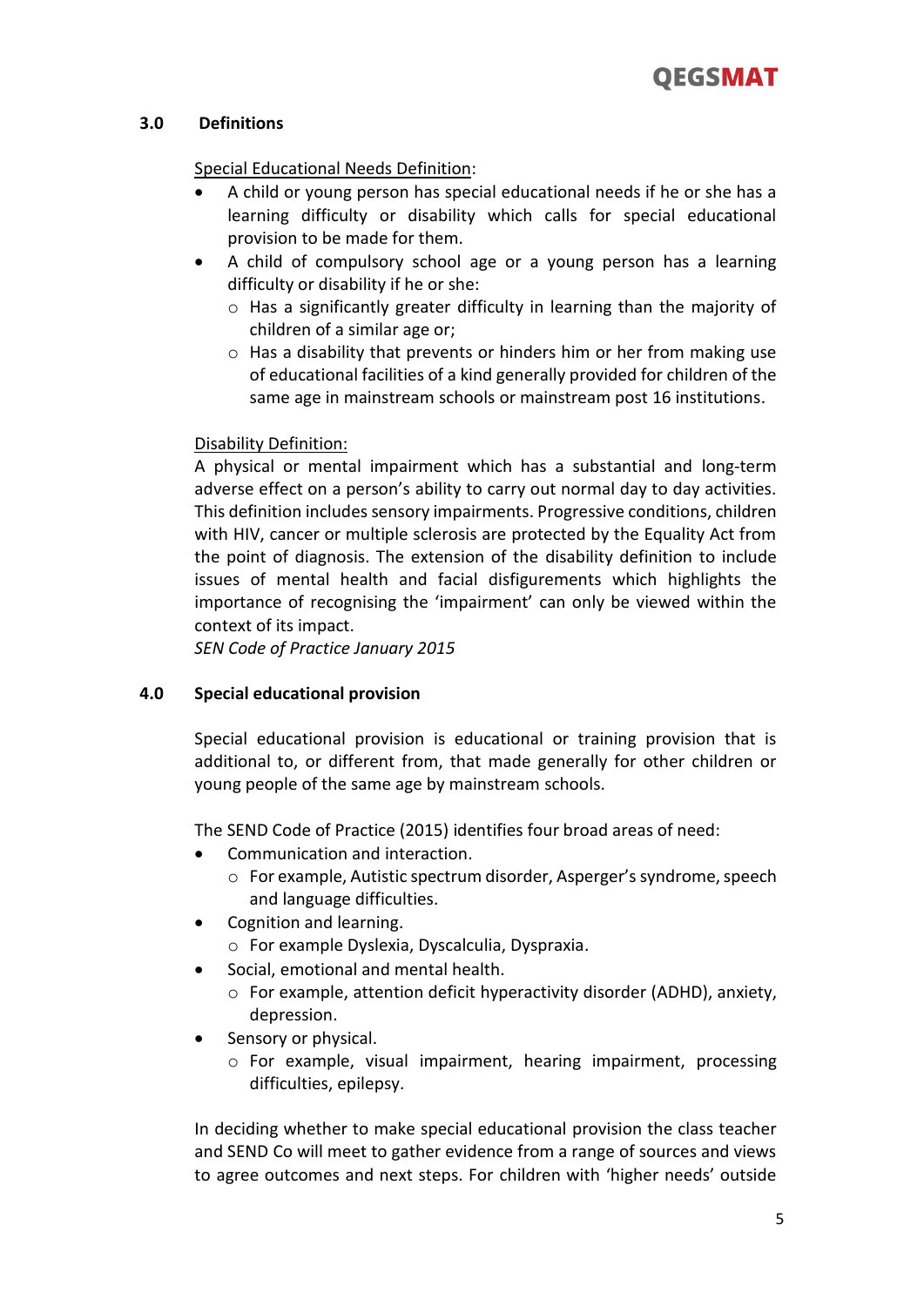## 3.0 Definitions

Special Educational Needs Definition:

- A child or young person has special educational needs if he or she has a learning difficulty or disability which calls for special educational provision to be made for them.
- A child of compulsory school age or a young person has a learning difficulty or disability if he or she:
  - Has a significantly greater difficulty in learning than the majority of children of a similar age or;
  - Has a disability that prevents or hinders him or her from making use of educational facilities of a kind generally provided for children of the same age in mainstream schools or mainstream post 16 institutions.

Disability Definition:

A physical or mental impairment which has a substantial and long-term adverse effect on a person's ability to carry out normal day to day activities. This definition includes sensory impairments. Progressive conditions, children with HIV, cancer or multiple sclerosis are protected by the Equality Act from the point of diagnosis. The extension of the disability definition to include issues of mental health and facial disfigurements which highlights the importance of recognising the 'impairment' can only be viewed within the context of its impact.
*SEN Code of Practice January 2015*

## 4.0 Special educational provision

Special educational provision is educational or training provision that is additional to, or different from, that made generally for other children or young people of the same age by mainstream schools.

The SEND Code of Practice (2015) identifies four broad areas of need:

- Communication and interaction.
  - For example, Autistic spectrum disorder, Asperger's syndrome, speech and language difficulties.
- Cognition and learning.
  - For example Dyslexia, Dyscalculia, Dyspraxia.
- Social, emotional and mental health.
  - For example, attention deficit hyperactivity disorder (ADHD), anxiety, depression.
- Sensory or physical.
  - For example, visual impairment, hearing impairment, processing difficulties, epilepsy.

In deciding whether to make special educational provision the class teacher and SEND Co will meet to gather evidence from a range of sources and views to agree outcomes and next steps. For children with 'higher needs' outside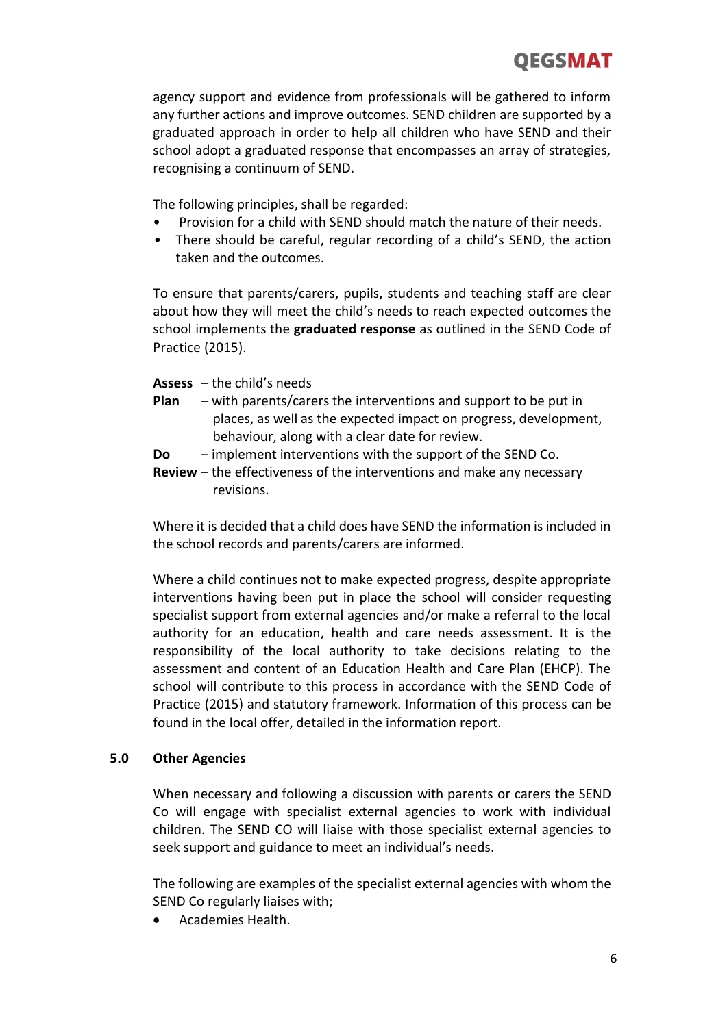agency support and evidence from professionals will be gathered to inform any further actions and improve outcomes. SEND children are supported by a graduated approach in order to help all children who have SEND and their school adopt a graduated response that encompasses an array of strategies, recognising a continuum of SEND.

The following principles, shall be regarded:

- Provision for a child with SEND should match the nature of their needs.
- There should be careful, regular recording of a child's SEND, the action taken and the outcomes.

To ensure that parents/carers, pupils, students and teaching staff are clear about how they will meet the child's needs to reach expected outcomes the school implements the **graduated response** as outlined in the SEND Code of Practice (2015).

**Assess** – the child's needs
**Plan** – with parents/carers the interventions and support to be put in places, as well as the expected impact on progress, development, behaviour, along with a clear date for review.
**Do** – implement interventions with the support of the SEND Co.
**Review** – the effectiveness of the interventions and make any necessary revisions.

Where it is decided that a child does have SEND the information is included in the school records and parents/carers are informed.

Where a child continues not to make expected progress, despite appropriate interventions having been put in place the school will consider requesting specialist support from external agencies and/or make a referral to the local authority for an education, health and care needs assessment. It is the responsibility of the local authority to take decisions relating to the assessment and content of an Education Health and Care Plan (EHCP). The school will contribute to this process in accordance with the SEND Code of Practice (2015) and statutory framework. Information of this process can be found in the local offer, detailed in the information report.

## 5.0 Other Agencies

When necessary and following a discussion with parents or carers the SEND Co will engage with specialist external agencies to work with individual children. The SEND CO will liaise with those specialist external agencies to seek support and guidance to meet an individual's needs.

The following are examples of the specialist external agencies with whom the SEND Co regularly liaises with;

- Academies Health.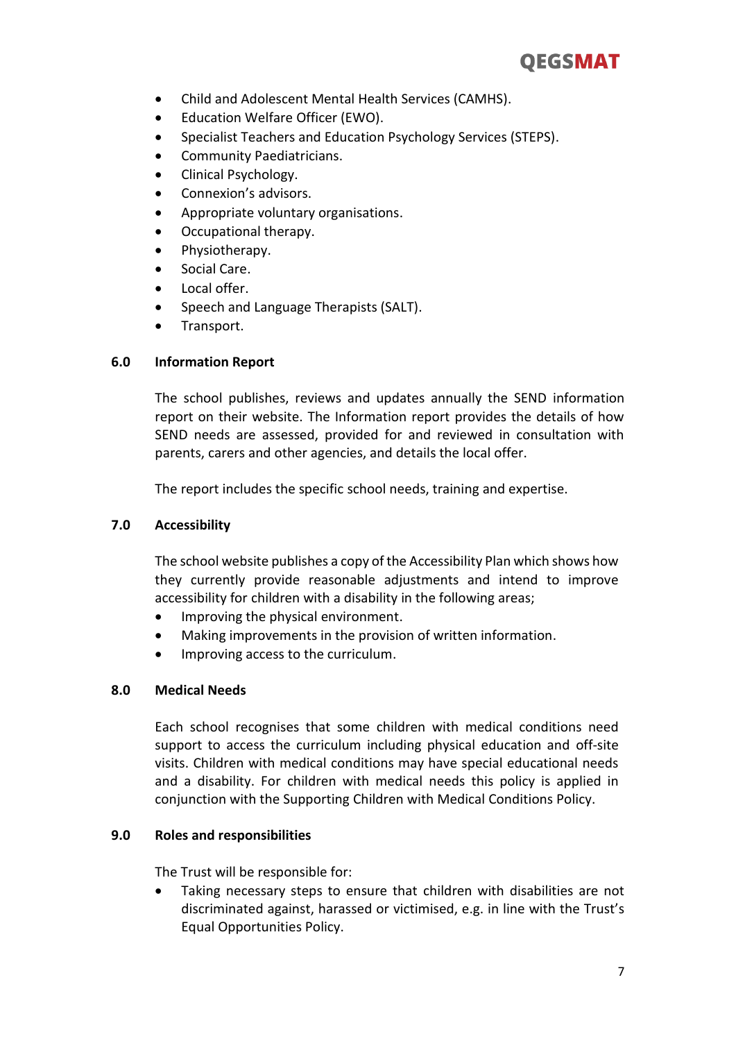- Child and Adolescent Mental Health Services (CAMHS).
- Education Welfare Officer (EWO).
- Specialist Teachers and Education Psychology Services (STEPS).
- Community Paediatricians.
- Clinical Psychology.
- Connexion's advisors.
- Appropriate voluntary organisations.
- Occupational therapy.
- Physiotherapy.
- Social Care.
- Local offer.
- Speech and Language Therapists (SALT).
- Transport.

## 6.0 Information Report

The school publishes, reviews and updates annually the SEND information report on their website. The Information report provides the details of how SEND needs are assessed, provided for and reviewed in consultation with parents, carers and other agencies, and details the local offer.

The report includes the specific school needs, training and expertise.

## 7.0 Accessibility

The school website publishes a copy of the Accessibility Plan which shows how they currently provide reasonable adjustments and intend to improve accessibility for children with a disability in the following areas;

- Improving the physical environment.
- Making improvements in the provision of written information.
- Improving access to the curriculum.

## 8.0 Medical Needs

Each school recognises that some children with medical conditions need support to access the curriculum including physical education and off-site visits. Children with medical conditions may have special educational needs and a disability. For children with medical needs this policy is applied in conjunction with the Supporting Children with Medical Conditions Policy.

## 9.0 Roles and responsibilities

The Trust will be responsible for:

- Taking necessary steps to ensure that children with disabilities are not discriminated against, harassed or victimised, e.g. in line with the Trust's Equal Opportunities Policy.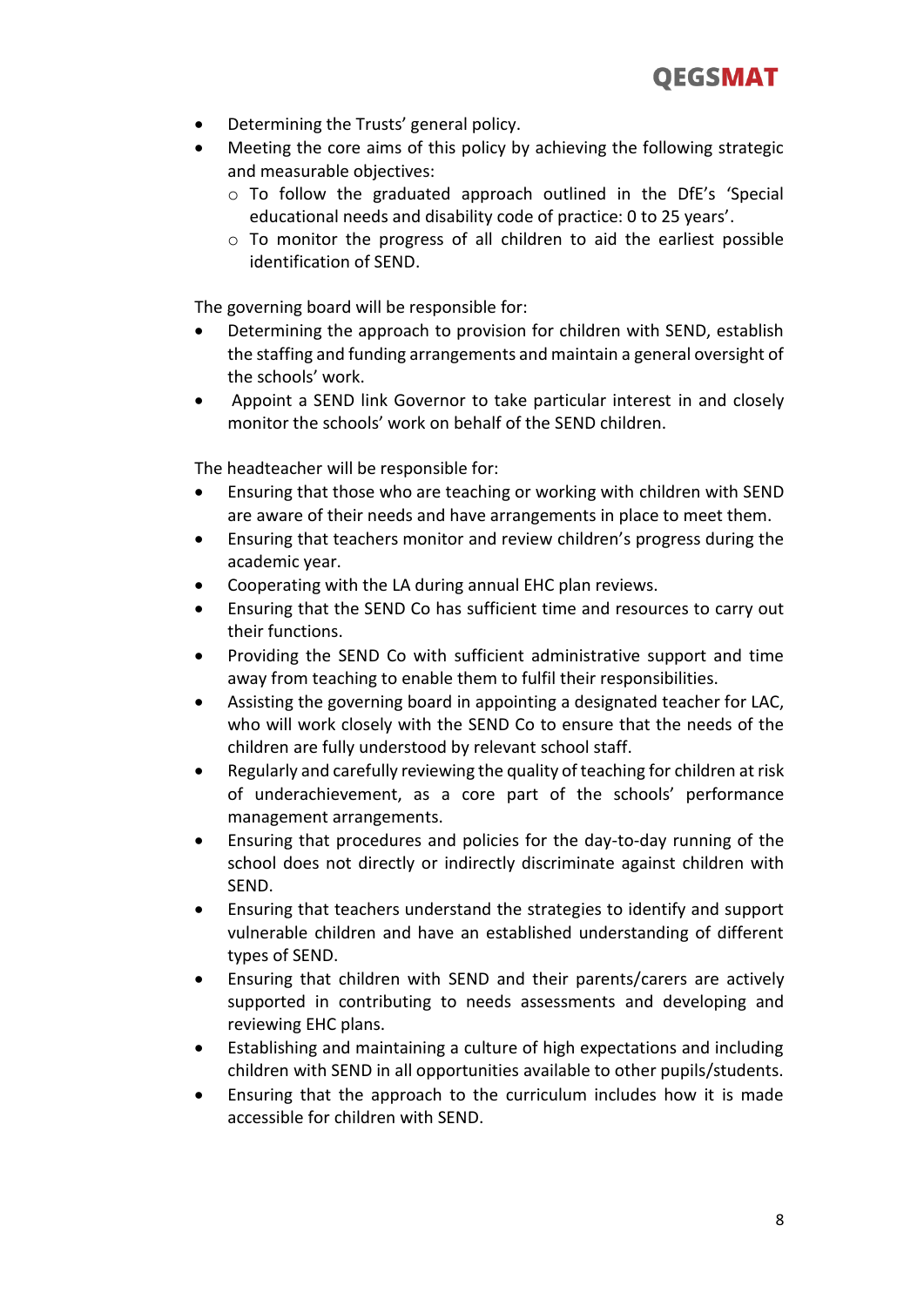- Determining the Trusts' general policy.
- Meeting the core aims of this policy by achieving the following strategic and measurable objectives:
  - To follow the graduated approach outlined in the DfE's 'Special educational needs and disability code of practice: 0 to 25 years'.
  - To monitor the progress of all children to aid the earliest possible identification of SEND.

The governing board will be responsible for:

- Determining the approach to provision for children with SEND, establish the staffing and funding arrangements and maintain a general oversight of the schools' work.
- Appoint a SEND link Governor to take particular interest in and closely monitor the schools' work on behalf of the SEND children.

The headteacher will be responsible for:

- Ensuring that those who are teaching or working with children with SEND are aware of their needs and have arrangements in place to meet them.
- Ensuring that teachers monitor and review children's progress during the academic year.
- Cooperating with the LA during annual EHC plan reviews.
- Ensuring that the SEND Co has sufficient time and resources to carry out their functions.
- Providing the SEND Co with sufficient administrative support and time away from teaching to enable them to fulfil their responsibilities.
- Assisting the governing board in appointing a designated teacher for LAC, who will work closely with the SEND Co to ensure that the needs of the children are fully understood by relevant school staff.
- Regularly and carefully reviewing the quality of teaching for children at risk of underachievement, as a core part of the schools' performance management arrangements.
- Ensuring that procedures and policies for the day-to-day running of the school does not directly or indirectly discriminate against children with SEND.
- Ensuring that teachers understand the strategies to identify and support vulnerable children and have an established understanding of different types of SEND.
- Ensuring that children with SEND and their parents/carers are actively supported in contributing to needs assessments and developing and reviewing EHC plans.
- Establishing and maintaining a culture of high expectations and including children with SEND in all opportunities available to other pupils/students.
- Ensuring that the approach to the curriculum includes how it is made accessible for children with SEND.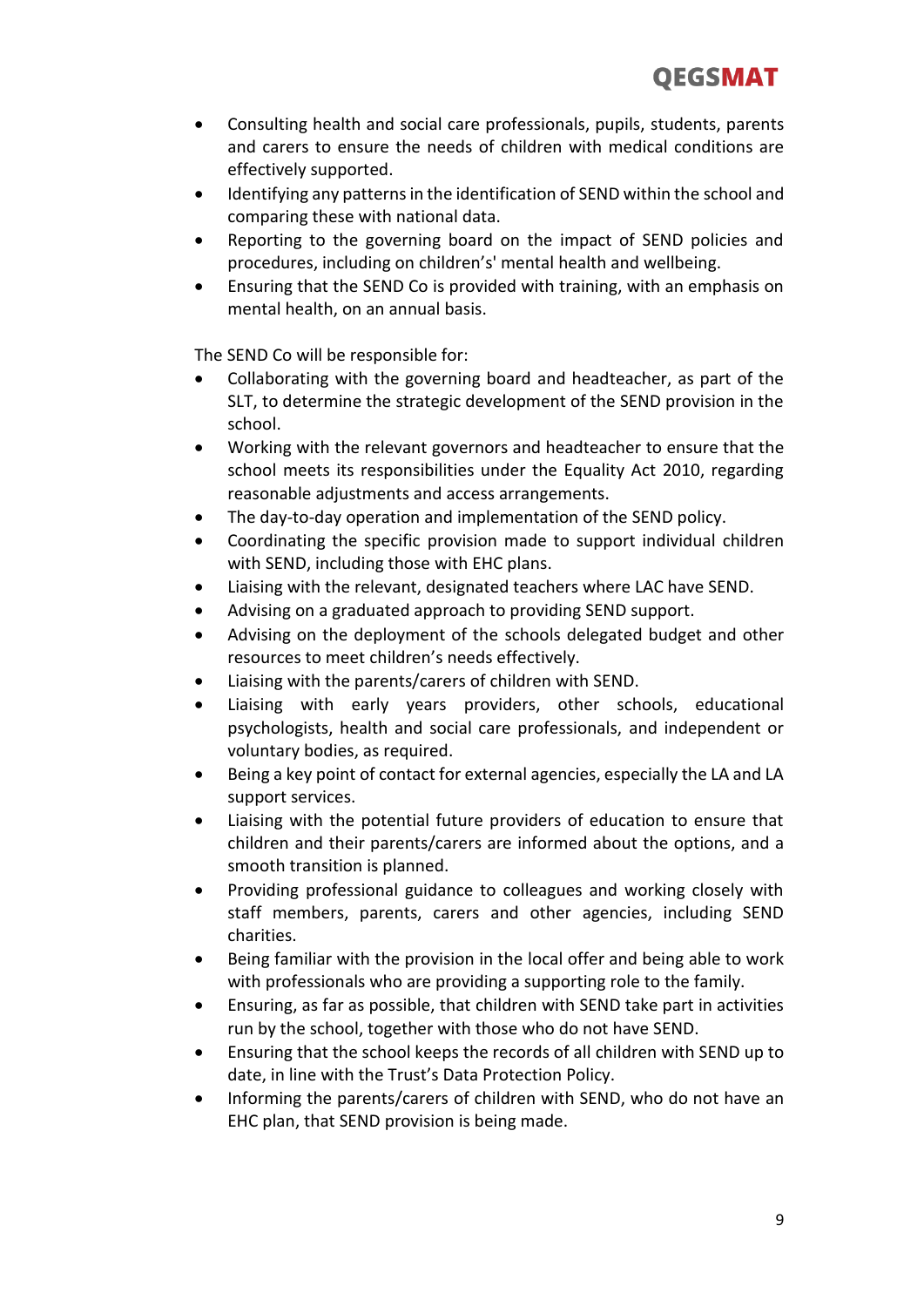- Consulting health and social care professionals, pupils, students, parents and carers to ensure the needs of children with medical conditions are effectively supported.
- Identifying any patterns in the identification of SEND within the school and comparing these with national data.
- Reporting to the governing board on the impact of SEND policies and procedures, including on children's' mental health and wellbeing.
- Ensuring that the SEND Co is provided with training, with an emphasis on mental health, on an annual basis.

The SEND Co will be responsible for:

- Collaborating with the governing board and headteacher, as part of the SLT, to determine the strategic development of the SEND provision in the school.
- Working with the relevant governors and headteacher to ensure that the school meets its responsibilities under the Equality Act 2010, regarding reasonable adjustments and access arrangements.
- The day-to-day operation and implementation of the SEND policy.
- Coordinating the specific provision made to support individual children with SEND, including those with EHC plans.
- Liaising with the relevant, designated teachers where LAC have SEND.
- Advising on a graduated approach to providing SEND support.
- Advising on the deployment of the schools delegated budget and other resources to meet children's needs effectively.
- Liaising with the parents/carers of children with SEND.
- Liaising with early years providers, other schools, educational psychologists, health and social care professionals, and independent or voluntary bodies, as required.
- Being a key point of contact for external agencies, especially the LA and LA support services.
- Liaising with the potential future providers of education to ensure that children and their parents/carers are informed about the options, and a smooth transition is planned.
- Providing professional guidance to colleagues and working closely with staff members, parents, carers and other agencies, including SEND charities.
- Being familiar with the provision in the local offer and being able to work with professionals who are providing a supporting role to the family.
- Ensuring, as far as possible, that children with SEND take part in activities run by the school, together with those who do not have SEND.
- Ensuring that the school keeps the records of all children with SEND up to date, in line with the Trust's Data Protection Policy.
- Informing the parents/carers of children with SEND, who do not have an EHC plan, that SEND provision is being made.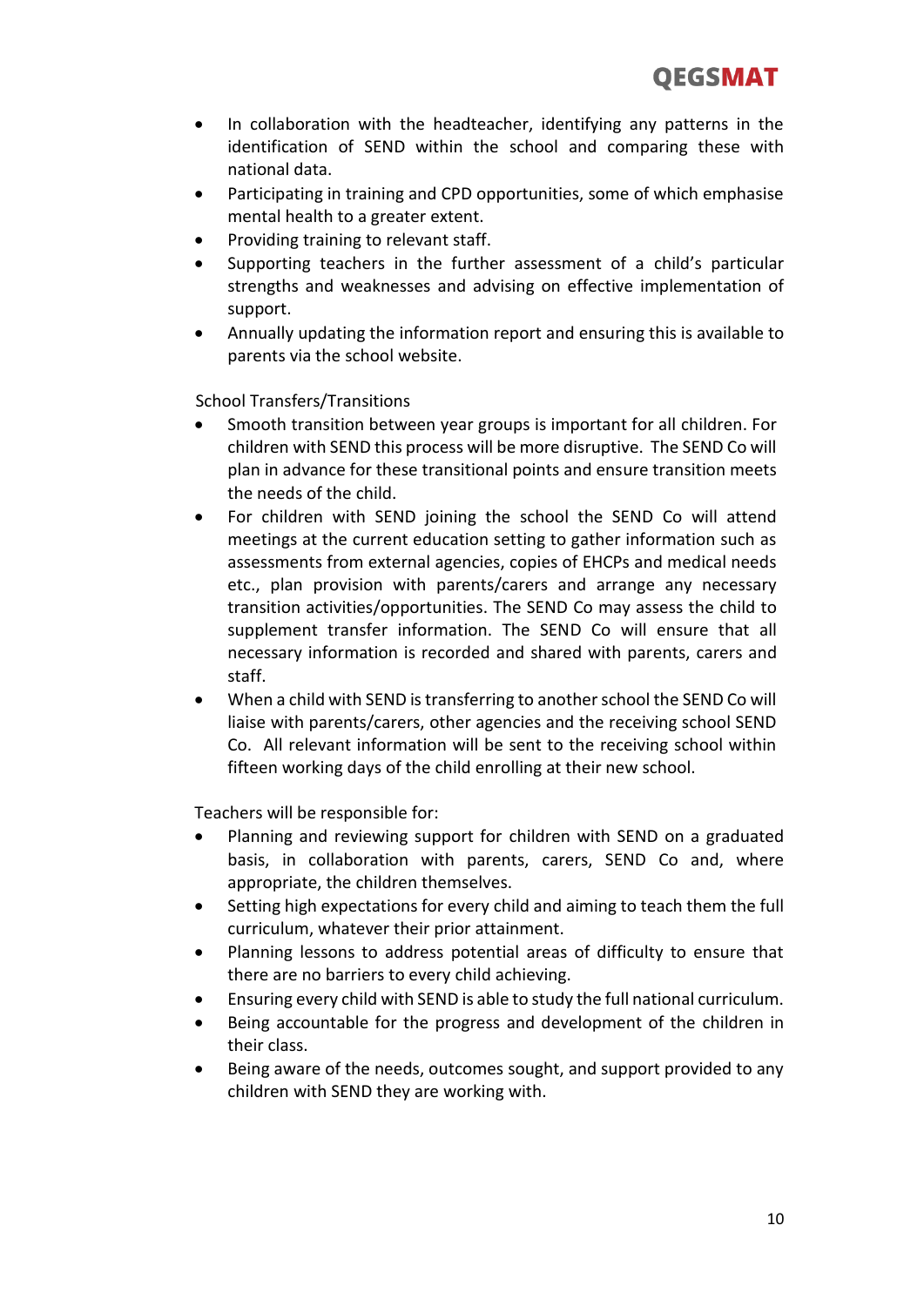- In collaboration with the headteacher, identifying any patterns in the identification of SEND within the school and comparing these with national data.
- Participating in training and CPD opportunities, some of which emphasise mental health to a greater extent.
- Providing training to relevant staff.
- Supporting teachers in the further assessment of a child's particular strengths and weaknesses and advising on effective implementation of support.
- Annually updating the information report and ensuring this is available to parents via the school website.

School Transfers/Transitions

- Smooth transition between year groups is important for all children. For children with SEND this process will be more disruptive. The SEND Co will plan in advance for these transitional points and ensure transition meets the needs of the child.
- For children with SEND joining the school the SEND Co will attend meetings at the current education setting to gather information such as assessments from external agencies, copies of EHCPs and medical needs etc., plan provision with parents/carers and arrange any necessary transition activities/opportunities. The SEND Co may assess the child to supplement transfer information. The SEND Co will ensure that all necessary information is recorded and shared with parents, carers and staff.
- When a child with SEND is transferring to another school the SEND Co will liaise with parents/carers, other agencies and the receiving school SEND Co. All relevant information will be sent to the receiving school within fifteen working days of the child enrolling at their new school.

Teachers will be responsible for:

- Planning and reviewing support for children with SEND on a graduated basis, in collaboration with parents, carers, SEND Co and, where appropriate, the children themselves.
- Setting high expectations for every child and aiming to teach them the full curriculum, whatever their prior attainment.
- Planning lessons to address potential areas of difficulty to ensure that there are no barriers to every child achieving.
- Ensuring every child with SEND is able to study the full national curriculum.
- Being accountable for the progress and development of the children in their class.
- Being aware of the needs, outcomes sought, and support provided to any children with SEND they are working with.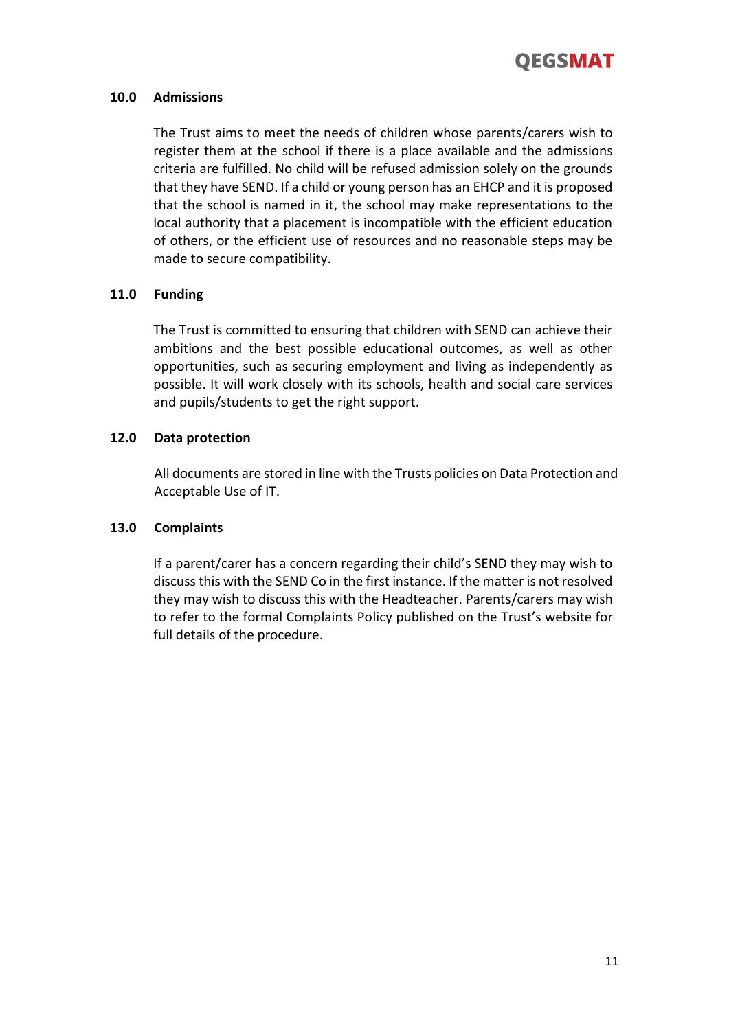## 10.0 Admissions

The Trust aims to meet the needs of children whose parents/carers wish to register them at the school if there is a place available and the admissions criteria are fulfilled. No child will be refused admission solely on the grounds that they have SEND. If a child or young person has an EHCP and it is proposed that the school is named in it, the school may make representations to the local authority that a placement is incompatible with the efficient education of others, or the efficient use of resources and no reasonable steps may be made to secure compatibility.

## 11.0 Funding

The Trust is committed to ensuring that children with SEND can achieve their ambitions and the best possible educational outcomes, as well as other opportunities, such as securing employment and living as independently as possible. It will work closely with its schools, health and social care services and pupils/students to get the right support.

## 12.0 Data protection

All documents are stored in line with the Trusts policies on Data Protection and Acceptable Use of IT.

## 13.0 Complaints

If a parent/carer has a concern regarding their child's SEND they may wish to discuss this with the SEND Co in the first instance. If the matter is not resolved they may wish to discuss this with the Headteacher. Parents/carers may wish to refer to the formal Complaints Policy published on the Trust's website for full details of the procedure.